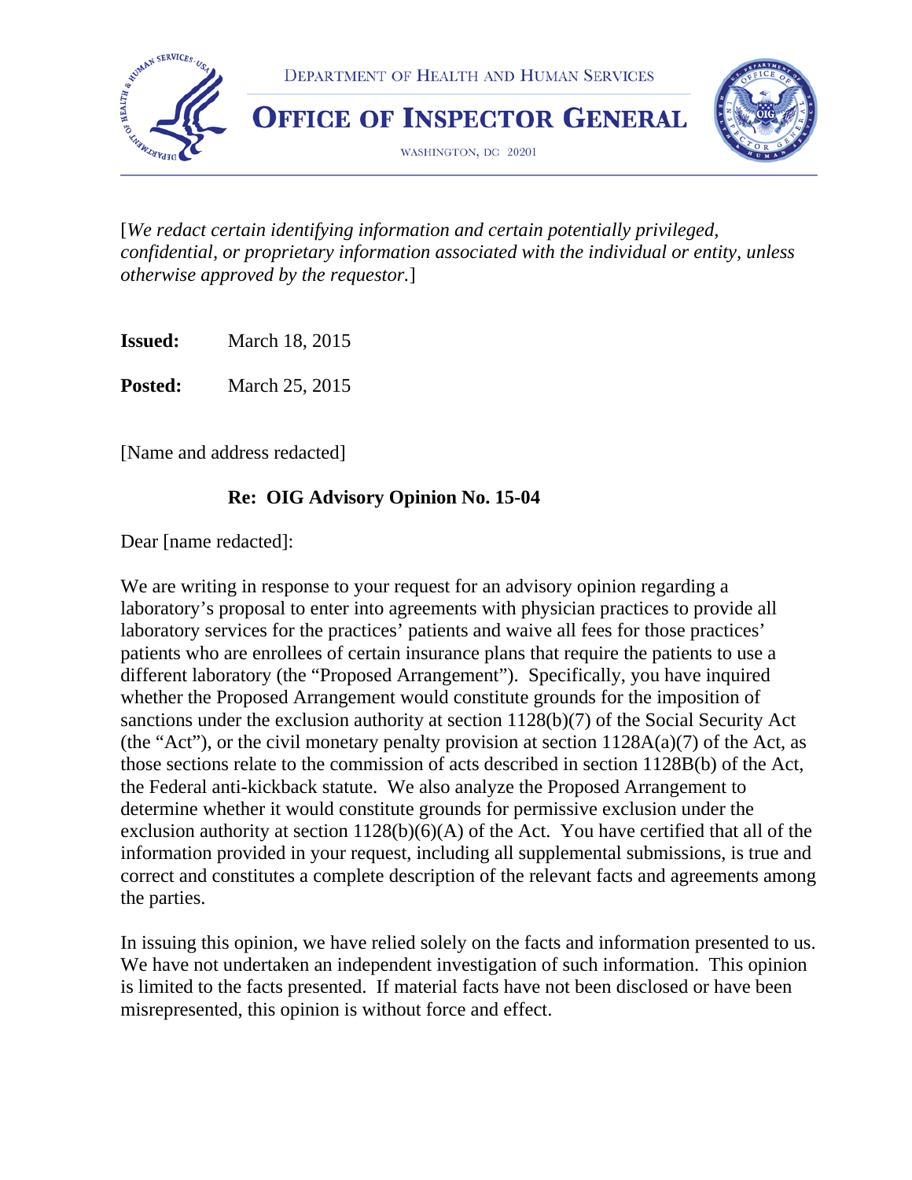DEPARTMENT OF HEALTH AND HUMAN SERVICES

**OFFICE OF INSPECTOR GENERAL**

WASHINGTON, DC 20201

[*We redact certain identifying information and certain potentially privileged, confidential, or proprietary information associated with the individual or entity, unless otherwise approved by the requestor.*]

**Issued:** March 18, 2015

**Posted:** March 25, 2015

[Name and address redacted]

**Re: OIG Advisory Opinion No. 15-04**

Dear [name redacted]:

We are writing in response to your request for an advisory opinion regarding a laboratory's proposal to enter into agreements with physician practices to provide all laboratory services for the practices' patients and waive all fees for those practices' patients who are enrollees of certain insurance plans that require the patients to use a different laboratory (the "Proposed Arrangement"). Specifically, you have inquired whether the Proposed Arrangement would constitute grounds for the imposition of sanctions under the exclusion authority at section 1128(b)(7) of the Social Security Act (the "Act"), or the civil monetary penalty provision at section 1128A(a)(7) of the Act, as those sections relate to the commission of acts described in section 1128B(b) of the Act, the Federal anti-kickback statute. We also analyze the Proposed Arrangement to determine whether it would constitute grounds for permissive exclusion under the exclusion authority at section 1128(b)(6)(A) of the Act. You have certified that all of the information provided in your request, including all supplemental submissions, is true and correct and constitutes a complete description of the relevant facts and agreements among the parties.

In issuing this opinion, we have relied solely on the facts and information presented to us. We have not undertaken an independent investigation of such information. This opinion is limited to the facts presented. If material facts have not been disclosed or have been misrepresented, this opinion is without force and effect.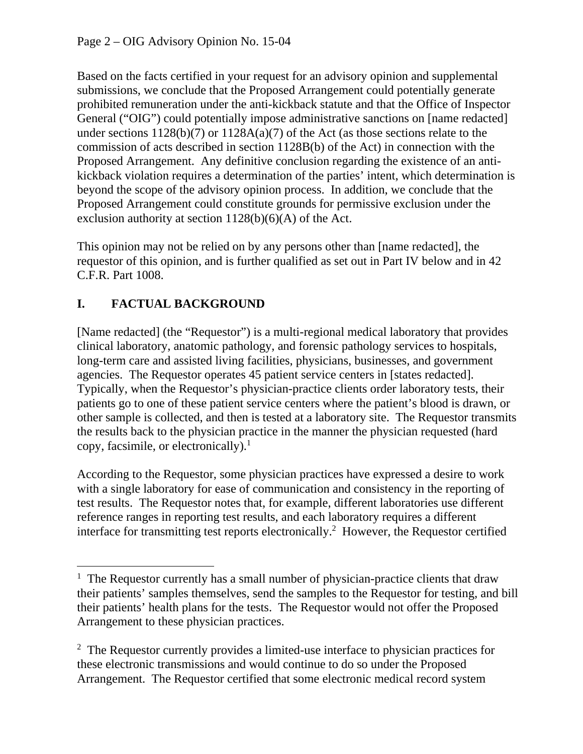Based on the facts certified in your request for an advisory opinion and supplemental submissions, we conclude that the Proposed Arrangement could potentially generate prohibited remuneration under the anti-kickback statute and that the Office of Inspector General ("OIG") could potentially impose administrative sanctions on [name redacted] under sections 1128(b)(7) or 1128A(a)(7) of the Act (as those sections relate to the commission of acts described in section 1128B(b) of the Act) in connection with the Proposed Arrangement. Any definitive conclusion regarding the existence of an anti-kickback violation requires a determination of the parties' intent, which determination is beyond the scope of the advisory opinion process. In addition, we conclude that the Proposed Arrangement could constitute grounds for permissive exclusion under the exclusion authority at section 1128(b)(6)(A) of the Act.

This opinion may not be relied on by any persons other than [name redacted], the requestor of this opinion, and is further qualified as set out in Part IV below and in 42 C.F.R. Part 1008.

## I. FACTUAL BACKGROUND

[Name redacted] (the "Requestor") is a multi-regional medical laboratory that provides clinical laboratory, anatomic pathology, and forensic pathology services to hospitals, long-term care and assisted living facilities, physicians, businesses, and government agencies. The Requestor operates 45 patient service centers in [states redacted]. Typically, when the Requestor's physician-practice clients order laboratory tests, their patients go to one of these patient service centers where the patient's blood is drawn, or other sample is collected, and then is tested at a laboratory site. The Requestor transmits the results back to the physician practice in the manner the physician requested (hard copy, facsimile, or electronically).[1]

According to the Requestor, some physician practices have expressed a desire to work with a single laboratory for ease of communication and consistency in the reporting of test results. The Requestor notes that, for example, different laboratories use different reference ranges in reporting test results, and each laboratory requires a different interface for transmitting test reports electronically.[2] However, the Requestor certified

---

[1] The Requestor currently has a small number of physician-practice clients that draw their patients' samples themselves, send the samples to the Requestor for testing, and bill their patients' health plans for the tests. The Requestor would not offer the Proposed Arrangement to these physician practices.

[2] The Requestor currently provides a limited-use interface to physician practices for these electronic transmissions and would continue to do so under the Proposed Arrangement. The Requestor certified that some electronic medical record system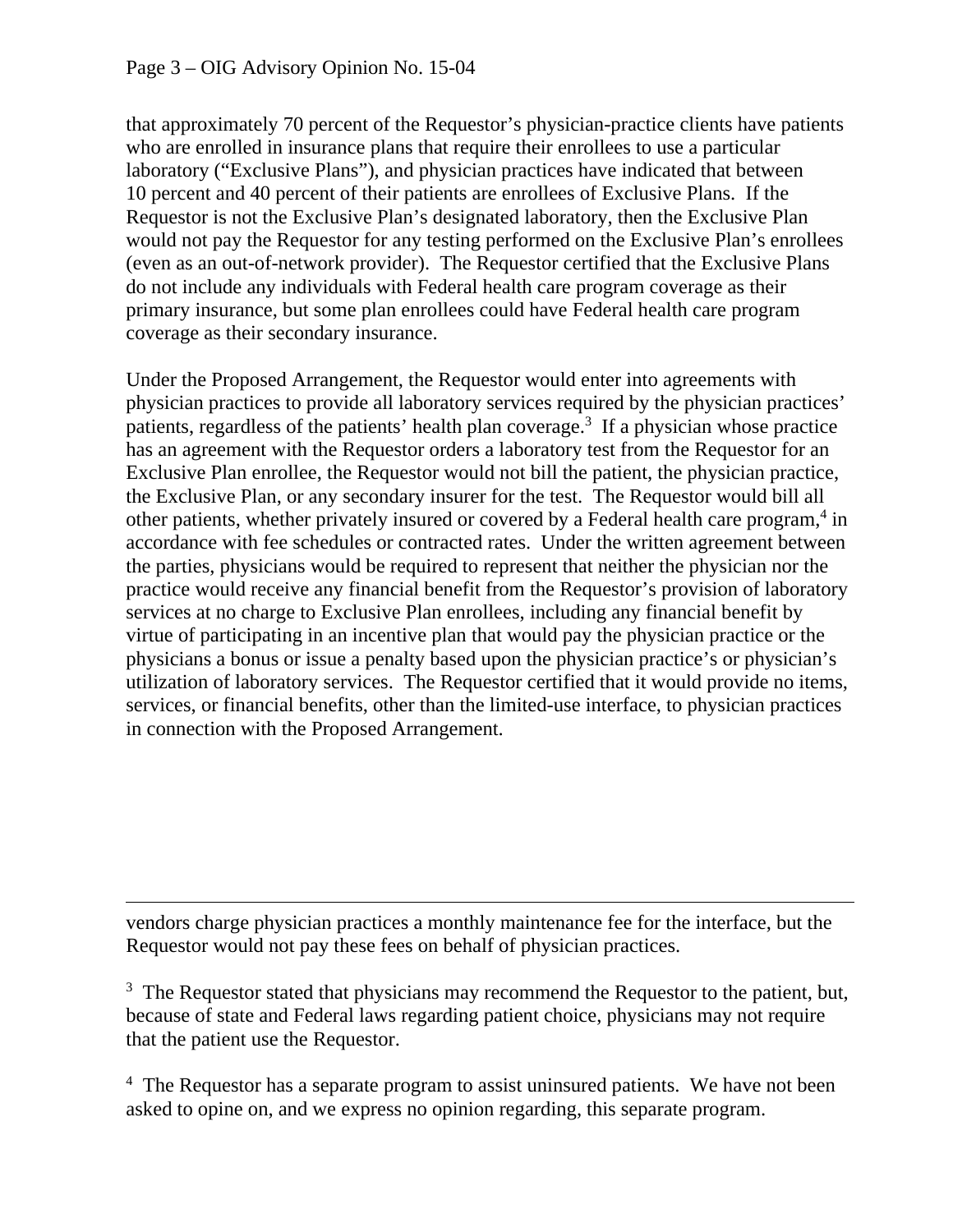that approximately 70 percent of the Requestor's physician-practice clients have patients who are enrolled in insurance plans that require their enrollees to use a particular laboratory ("Exclusive Plans"), and physician practices have indicated that between 10 percent and 40 percent of their patients are enrollees of Exclusive Plans. If the Requestor is not the Exclusive Plan's designated laboratory, then the Exclusive Plan would not pay the Requestor for any testing performed on the Exclusive Plan's enrollees (even as an out-of-network provider). The Requestor certified that the Exclusive Plans do not include any individuals with Federal health care program coverage as their primary insurance, but some plan enrollees could have Federal health care program coverage as their secondary insurance.

Under the Proposed Arrangement, the Requestor would enter into agreements with physician practices to provide all laboratory services required by the physician practices' patients, regardless of the patients' health plan coverage.[3] If a physician whose practice has an agreement with the Requestor orders a laboratory test from the Requestor for an Exclusive Plan enrollee, the Requestor would not bill the patient, the physician practice, the Exclusive Plan, or any secondary insurer for the test. The Requestor would bill all other patients, whether privately insured or covered by a Federal health care program,[4] in accordance with fee schedules or contracted rates. Under the written agreement between the parties, physicians would be required to represent that neither the physician nor the practice would receive any financial benefit from the Requestor's provision of laboratory services at no charge to Exclusive Plan enrollees, including any financial benefit by virtue of participating in an incentive plan that would pay the physician practice or the physicians a bonus or issue a penalty based upon the physician practice's or physician's utilization of laboratory services. The Requestor certified that it would provide no items, services, or financial benefits, other than the limited-use interface, to physician practices in connection with the Proposed Arrangement.

---

vendors charge physician practices a monthly maintenance fee for the interface, but the Requestor would not pay these fees on behalf of physician practices.

[3] The Requestor stated that physicians may recommend the Requestor to the patient, but, because of state and Federal laws regarding patient choice, physicians may not require that the patient use the Requestor.

[4] The Requestor has a separate program to assist uninsured patients. We have not been asked to opine on, and we express no opinion regarding, this separate program.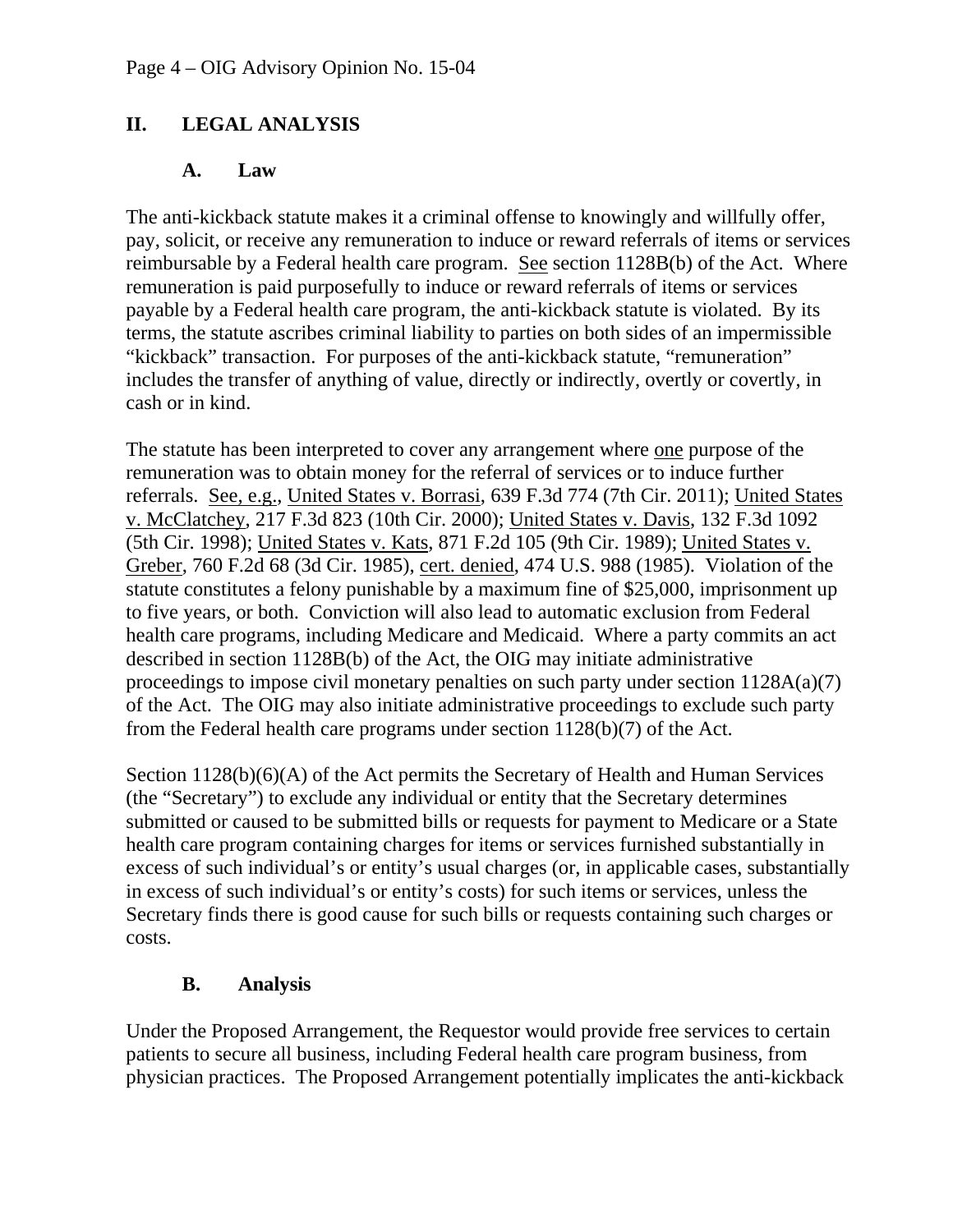## II. LEGAL ANALYSIS

### A. Law

The anti-kickback statute makes it a criminal offense to knowingly and willfully offer, pay, solicit, or receive any remuneration to induce or reward referrals of items or services reimbursable by a Federal health care program. See section 1128B(b) of the Act. Where remuneration is paid purposefully to induce or reward referrals of items or services payable by a Federal health care program, the anti-kickback statute is violated. By its terms, the statute ascribes criminal liability to parties on both sides of an impermissible "kickback" transaction. For purposes of the anti-kickback statute, "remuneration" includes the transfer of anything of value, directly or indirectly, overtly or covertly, in cash or in kind.

The statute has been interpreted to cover any arrangement where one purpose of the remuneration was to obtain money for the referral of services or to induce further referrals. See, e.g., United States v. Borrasi, 639 F.3d 774 (7th Cir. 2011); United States v. McClatchey, 217 F.3d 823 (10th Cir. 2000); United States v. Davis, 132 F.3d 1092 (5th Cir. 1998); United States v. Kats, 871 F.2d 105 (9th Cir. 1989); United States v. Greber, 760 F.2d 68 (3d Cir. 1985), cert. denied, 474 U.S. 988 (1985). Violation of the statute constitutes a felony punishable by a maximum fine of $25,000, imprisonment up to five years, or both. Conviction will also lead to automatic exclusion from Federal health care programs, including Medicare and Medicaid. Where a party commits an act described in section 1128B(b) of the Act, the OIG may initiate administrative proceedings to impose civil monetary penalties on such party under section 1128A(a)(7) of the Act. The OIG may also initiate administrative proceedings to exclude such party from the Federal health care programs under section 1128(b)(7) of the Act.

Section 1128(b)(6)(A) of the Act permits the Secretary of Health and Human Services (the "Secretary") to exclude any individual or entity that the Secretary determines submitted or caused to be submitted bills or requests for payment to Medicare or a State health care program containing charges for items or services furnished substantially in excess of such individual's or entity's usual charges (or, in applicable cases, substantially in excess of such individual's or entity's costs) for such items or services, unless the Secretary finds there is good cause for such bills or requests containing such charges or costs.

### B. Analysis

Under the Proposed Arrangement, the Requestor would provide free services to certain patients to secure all business, including Federal health care program business, from physician practices. The Proposed Arrangement potentially implicates the anti-kickback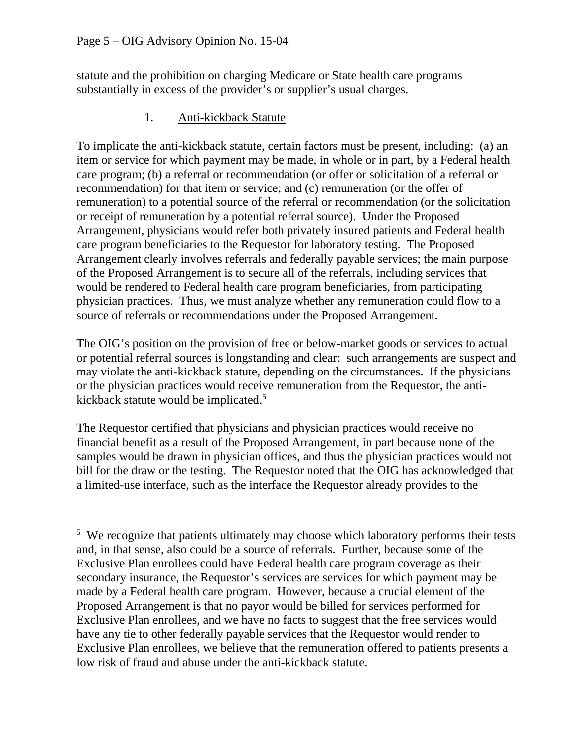statute and the prohibition on charging Medicare or State health care programs substantially in excess of the provider's or supplier's usual charges.

1. Anti-kickback Statute

To implicate the anti-kickback statute, certain factors must be present, including: (a) an item or service for which payment may be made, in whole or in part, by a Federal health care program; (b) a referral or recommendation (or offer or solicitation of a referral or recommendation) for that item or service; and (c) remuneration (or the offer of remuneration) to a potential source of the referral or recommendation (or the solicitation or receipt of remuneration by a potential referral source). Under the Proposed Arrangement, physicians would refer both privately insured patients and Federal health care program beneficiaries to the Requestor for laboratory testing. The Proposed Arrangement clearly involves referrals and federally payable services; the main purpose of the Proposed Arrangement is to secure all of the referrals, including services that would be rendered to Federal health care program beneficiaries, from participating physician practices. Thus, we must analyze whether any remuneration could flow to a source of referrals or recommendations under the Proposed Arrangement.

The OIG's position on the provision of free or below-market goods or services to actual or potential referral sources is longstanding and clear: such arrangements are suspect and may violate the anti-kickback statute, depending on the circumstances. If the physicians or the physician practices would receive remuneration from the Requestor, the anti-kickback statute would be implicated.[5]

The Requestor certified that physicians and physician practices would receive no financial benefit as a result of the Proposed Arrangement, in part because none of the samples would be drawn in physician offices, and thus the physician practices would not bill for the draw or the testing. The Requestor noted that the OIG has acknowledged that a limited-use interface, such as the interface the Requestor already provides to the

---

[5] We recognize that patients ultimately may choose which laboratory performs their tests and, in that sense, also could be a source of referrals. Further, because some of the Exclusive Plan enrollees could have Federal health care program coverage as their secondary insurance, the Requestor's services are services for which payment may be made by a Federal health care program. However, because a crucial element of the Proposed Arrangement is that no payor would be billed for services performed for Exclusive Plan enrollees, and we have no facts to suggest that the free services would have any tie to other federally payable services that the Requestor would render to Exclusive Plan enrollees, we believe that the remuneration offered to patients presents a low risk of fraud and abuse under the anti-kickback statute.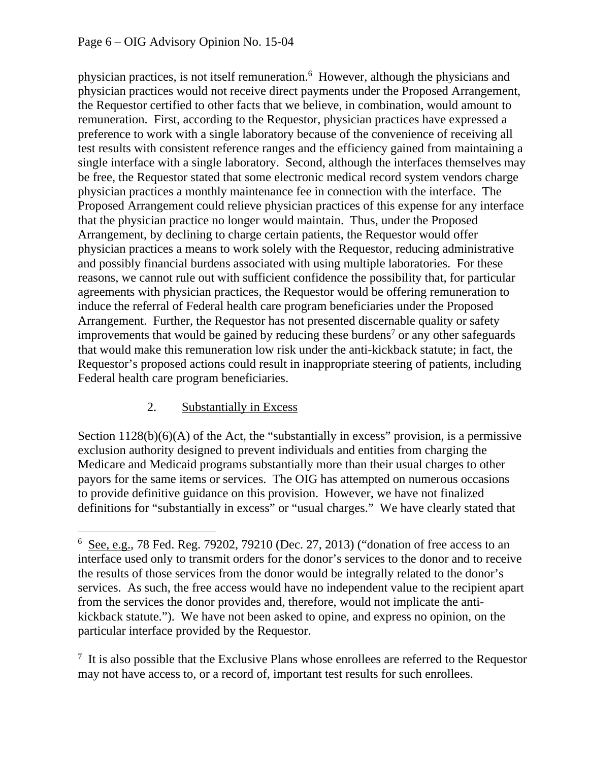physician practices, is not itself remuneration.[6] However, although the physicians and physician practices would not receive direct payments under the Proposed Arrangement, the Requestor certified to other facts that we believe, in combination, would amount to remuneration. First, according to the Requestor, physician practices have expressed a preference to work with a single laboratory because of the convenience of receiving all test results with consistent reference ranges and the efficiency gained from maintaining a single interface with a single laboratory. Second, although the interfaces themselves may be free, the Requestor stated that some electronic medical record system vendors charge physician practices a monthly maintenance fee in connection with the interface. The Proposed Arrangement could relieve physician practices of this expense for any interface that the physician practice no longer would maintain. Thus, under the Proposed Arrangement, by declining to charge certain patients, the Requestor would offer physician practices a means to work solely with the Requestor, reducing administrative and possibly financial burdens associated with using multiple laboratories. For these reasons, we cannot rule out with sufficient confidence the possibility that, for particular agreements with physician practices, the Requestor would be offering remuneration to induce the referral of Federal health care program beneficiaries under the Proposed Arrangement. Further, the Requestor has not presented discernable quality or safety improvements that would be gained by reducing these burdens[7] or any other safeguards that would make this remuneration low risk under the anti-kickback statute; in fact, the Requestor's proposed actions could result in inappropriate steering of patients, including Federal health care program beneficiaries.

2. Substantially in Excess

Section 1128(b)(6)(A) of the Act, the "substantially in excess" provision, is a permissive exclusion authority designed to prevent individuals and entities from charging the Medicare and Medicaid programs substantially more than their usual charges to other payors for the same items or services. The OIG has attempted on numerous occasions to provide definitive guidance on this provision. However, we have not finalized definitions for "substantially in excess" or "usual charges." We have clearly stated that

---

[6] See, e.g., 78 Fed. Reg. 79202, 79210 (Dec. 27, 2013) ("donation of free access to an interface used only to transmit orders for the donor's services to the donor and to receive the results of those services from the donor would be integrally related to the donor's services. As such, the free access would have no independent value to the recipient apart from the services the donor provides and, therefore, would not implicate the anti-kickback statute."). We have not been asked to opine, and express no opinion, on the particular interface provided by the Requestor.

[7] It is also possible that the Exclusive Plans whose enrollees are referred to the Requestor may not have access to, or a record of, important test results for such enrollees.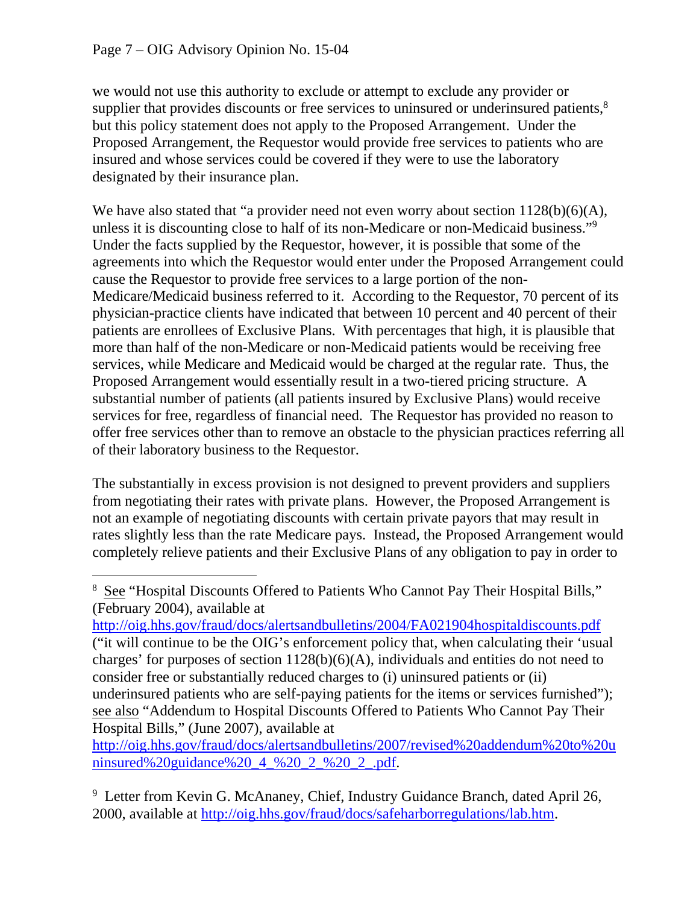we would not use this authority to exclude or attempt to exclude any provider or supplier that provides discounts or free services to uninsured or underinsured patients,[8] but this policy statement does not apply to the Proposed Arrangement. Under the Proposed Arrangement, the Requestor would provide free services to patients who are insured and whose services could be covered if they were to use the laboratory designated by their insurance plan.

We have also stated that "a provider need not even worry about section 1128(b)(6)(A), unless it is discounting close to half of its non-Medicare or non-Medicaid business."[9] Under the facts supplied by the Requestor, however, it is possible that some of the agreements into which the Requestor would enter under the Proposed Arrangement could cause the Requestor to provide free services to a large portion of the non-Medicare/Medicaid business referred to it. According to the Requestor, 70 percent of its physician-practice clients have indicated that between 10 percent and 40 percent of their patients are enrollees of Exclusive Plans. With percentages that high, it is plausible that more than half of the non-Medicare or non-Medicaid patients would be receiving free services, while Medicare and Medicaid would be charged at the regular rate. Thus, the Proposed Arrangement would essentially result in a two-tiered pricing structure. A substantial number of patients (all patients insured by Exclusive Plans) would receive services for free, regardless of financial need. The Requestor has provided no reason to offer free services other than to remove an obstacle to the physician practices referring all of their laboratory business to the Requestor.

The substantially in excess provision is not designed to prevent providers and suppliers from negotiating their rates with private plans. However, the Proposed Arrangement is not an example of negotiating discounts with certain private payors that may result in rates slightly less than the rate Medicare pays. Instead, the Proposed Arrangement would completely relieve patients and their Exclusive Plans of any obligation to pay in order to

---

[8] See "Hospital Discounts Offered to Patients Who Cannot Pay Their Hospital Bills," (February 2004), available at http://oig.hhs.gov/fraud/docs/alertsandbulletins/2004/FA021904hospitaldiscounts.pdf ("it will continue to be the OIG's enforcement policy that, when calculating their 'usual charges' for purposes of section 1128(b)(6)(A), individuals and entities do not need to consider free or substantially reduced charges to (i) uninsured patients or (ii) underinsured patients who are self-paying patients for the items or services furnished"); see also "Addendum to Hospital Discounts Offered to Patients Who Cannot Pay Their Hospital Bills," (June 2007), available at http://oig.hhs.gov/fraud/docs/alertsandbulletins/2007/revised%20addendum%20to%20uninsured%20guidance%20_4_%20_2_%20_2_.pdf.

[9] Letter from Kevin G. McAnaney, Chief, Industry Guidance Branch, dated April 26, 2000, available at http://oig.hhs.gov/fraud/docs/safeharborregulations/lab.htm.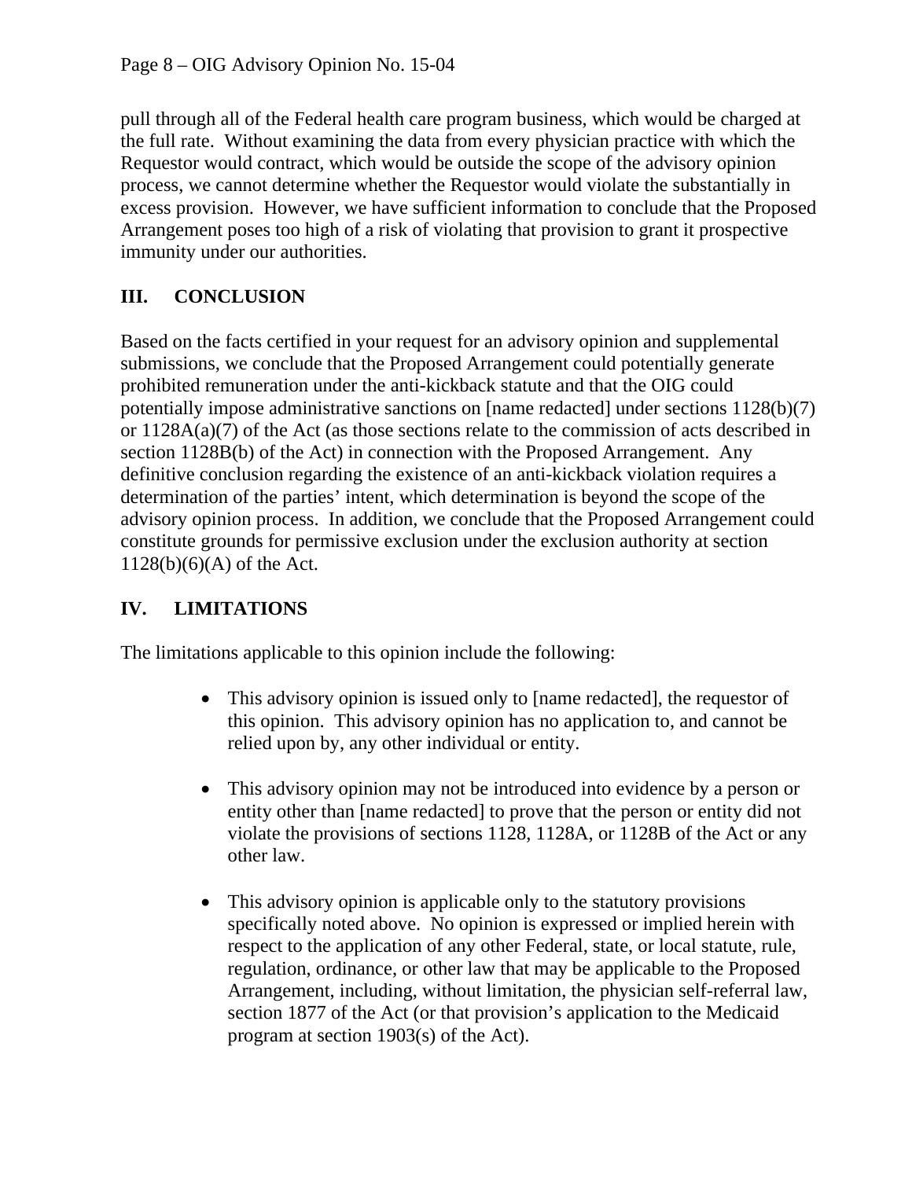pull through all of the Federal health care program business, which would be charged at the full rate. Without examining the data from every physician practice with which the Requestor would contract, which would be outside the scope of the advisory opinion process, we cannot determine whether the Requestor would violate the substantially in excess provision. However, we have sufficient information to conclude that the Proposed Arrangement poses too high of a risk of violating that provision to grant it prospective immunity under our authorities.

## III. CONCLUSION

Based on the facts certified in your request for an advisory opinion and supplemental submissions, we conclude that the Proposed Arrangement could potentially generate prohibited remuneration under the anti-kickback statute and that the OIG could potentially impose administrative sanctions on [name redacted] under sections 1128(b)(7) or 1128A(a)(7) of the Act (as those sections relate to the commission of acts described in section 1128B(b) of the Act) in connection with the Proposed Arrangement. Any definitive conclusion regarding the existence of an anti-kickback violation requires a determination of the parties' intent, which determination is beyond the scope of the advisory opinion process. In addition, we conclude that the Proposed Arrangement could constitute grounds for permissive exclusion under the exclusion authority at section 1128(b)(6)(A) of the Act.

## IV. LIMITATIONS

The limitations applicable to this opinion include the following:

- This advisory opinion is issued only to [name redacted], the requestor of this opinion. This advisory opinion has no application to, and cannot be relied upon by, any other individual or entity.

- This advisory opinion may not be introduced into evidence by a person or entity other than [name redacted] to prove that the person or entity did not violate the provisions of sections 1128, 1128A, or 1128B of the Act or any other law.

- This advisory opinion is applicable only to the statutory provisions specifically noted above. No opinion is expressed or implied herein with respect to the application of any other Federal, state, or local statute, rule, regulation, ordinance, or other law that may be applicable to the Proposed Arrangement, including, without limitation, the physician self-referral law, section 1877 of the Act (or that provision's application to the Medicaid program at section 1903(s) of the Act).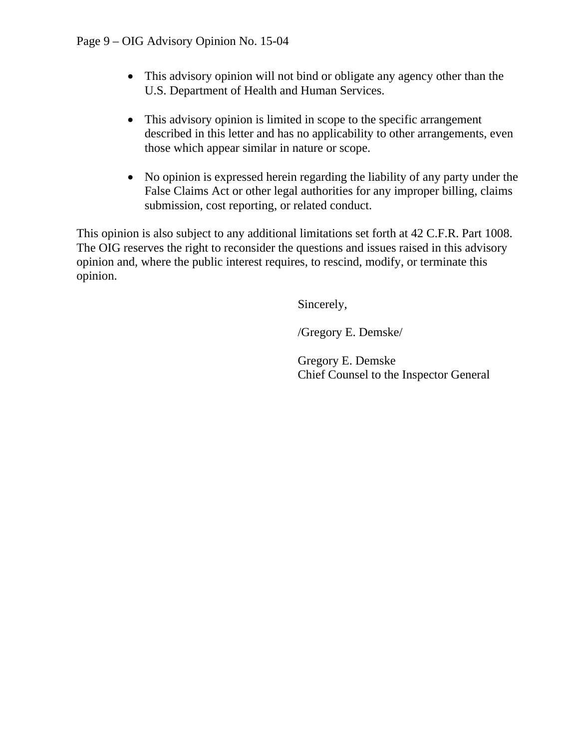- This advisory opinion will not bind or obligate any agency other than the U.S. Department of Health and Human Services.

- This advisory opinion is limited in scope to the specific arrangement described in this letter and has no applicability to other arrangements, even those which appear similar in nature or scope.

- No opinion is expressed herein regarding the liability of any party under the False Claims Act or other legal authorities for any improper billing, claims submission, cost reporting, or related conduct.

This opinion is also subject to any additional limitations set forth at 42 C.F.R. Part 1008. The OIG reserves the right to reconsider the questions and issues raised in this advisory opinion and, where the public interest requires, to rescind, modify, or terminate this opinion.

Sincerely,

/Gregory E. Demske/

Gregory E. Demske
Chief Counsel to the Inspector General